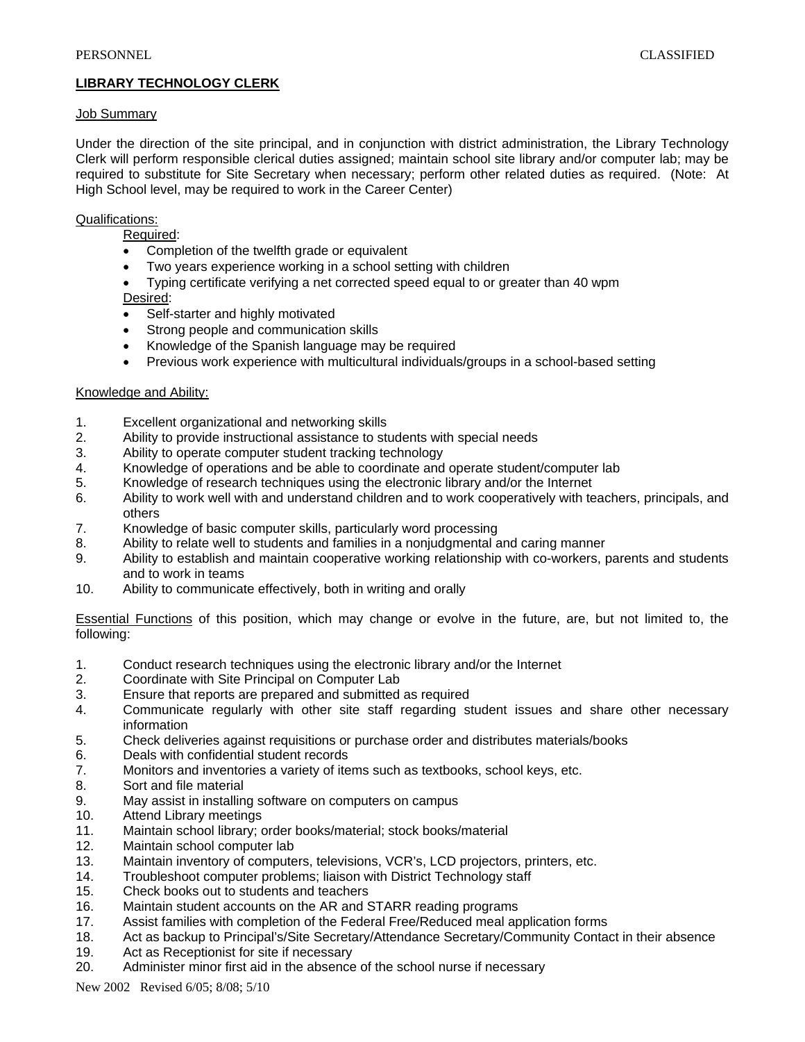PERSONNEL CLASSIFIED

# LIBRARY TECHNOLOGY CLERK

## Job Summary

Under the direction of the site principal, and in conjunction with district administration, the Library Technology Clerk will perform responsible clerical duties assigned; maintain school site library and/or computer lab; may be required to substitute for Site Secretary when necessary; perform other related duties as required. (Note: At High School level, may be required to work in the Career Center)

## Qualifications:

Required:

- Completion of the twelfth grade or equivalent
- Two years experience working in a school setting with children
- Typing certificate verifying a net corrected speed equal to or greater than 40 wpm

Desired:

- Self-starter and highly motivated
- Strong people and communication skills
- Knowledge of the Spanish language may be required
- Previous work experience with multicultural individuals/groups in a school-based setting

## Knowledge and Ability:

1. Excellent organizational and networking skills
2. Ability to provide instructional assistance to students with special needs
3. Ability to operate computer student tracking technology
4. Knowledge of operations and be able to coordinate and operate student/computer lab
5. Knowledge of research techniques using the electronic library and/or the Internet
6. Ability to work well with and understand children and to work cooperatively with teachers, principals, and others
7. Knowledge of basic computer skills, particularly word processing
8. Ability to relate well to students and families in a nonjudgmental and caring manner
9. Ability to establish and maintain cooperative working relationship with co-workers, parents and students and to work in teams
10. Ability to communicate effectively, both in writing and orally

Essential Functions of this position, which may change or evolve in the future, are, but not limited to, the following:

1. Conduct research techniques using the electronic library and/or the Internet
2. Coordinate with Site Principal on Computer Lab
3. Ensure that reports are prepared and submitted as required
4. Communicate regularly with other site staff regarding student issues and share other necessary information
5. Check deliveries against requisitions or purchase order and distributes materials/books
6. Deals with confidential student records
7. Monitors and inventories a variety of items such as textbooks, school keys, etc.
8. Sort and file material
9. May assist in installing software on computers on campus
10. Attend Library meetings
11. Maintain school library; order books/material; stock books/material
12. Maintain school computer lab
13. Maintain inventory of computers, televisions, VCR's, LCD projectors, printers, etc.
14. Troubleshoot computer problems; liaison with District Technology staff
15. Check books out to students and teachers
16. Maintain student accounts on the AR and STARR reading programs
17. Assist families with completion of the Federal Free/Reduced meal application forms
18. Act as backup to Principal's/Site Secretary/Attendance Secretary/Community Contact in their absence
19. Act as Receptionist for site if necessary
20. Administer minor first aid in the absence of the school nurse if necessary

New 2002 Revised 6/05; 8/08; 5/10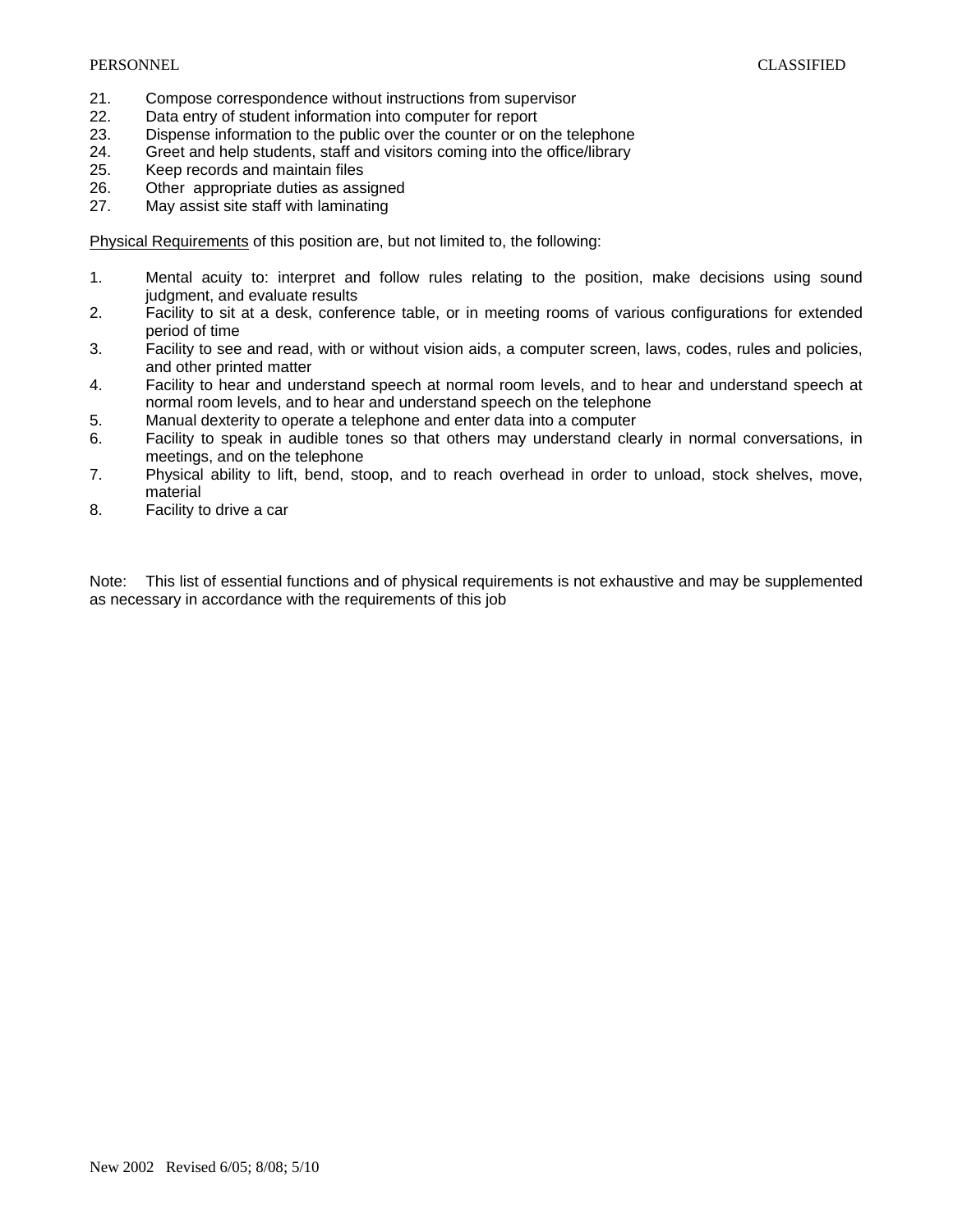21. Compose correspondence without instructions from supervisor
22. Data entry of student information into computer for report
23. Dispense information to the public over the counter or on the telephone
24. Greet and help students, staff and visitors coming into the office/library
25. Keep records and maintain files
26. Other appropriate duties as assigned
27. May assist site staff with laminating

<u>Physical Requirements</u> of this position are, but not limited to, the following:

1. Mental acuity to: interpret and follow rules relating to the position, make decisions using sound judgment, and evaluate results
2. Facility to sit at a desk, conference table, or in meeting rooms of various configurations for extended period of time
3. Facility to see and read, with or without vision aids, a computer screen, laws, codes, rules and policies, and other printed matter
4. Facility to hear and understand speech at normal room levels, and to hear and understand speech at normal room levels, and to hear and understand speech on the telephone
5. Manual dexterity to operate a telephone and enter data into a computer
6. Facility to speak in audible tones so that others may understand clearly in normal conversations, in meetings, and on the telephone
7. Physical ability to lift, bend, stoop, and to reach overhead in order to unload, stock shelves, move, material
8. Facility to drive a car

Note: This list of essential functions and of physical requirements is not exhaustive and may be supplemented as necessary in accordance with the requirements of this job

New 2002 Revised 6/05; 8/08; 5/10